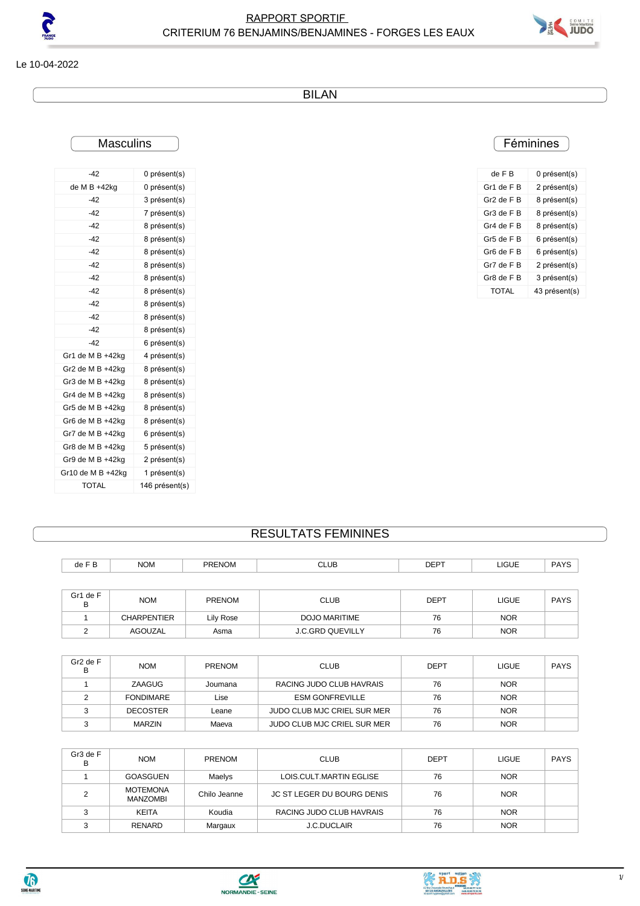# RAPPORT SPORTIF
## CRITERIUM 76 BENJAMINS/BENJAMINES - FORGES LES EAUX

Le 10-04-2022

## BILAN

### Masculins

| | |
|---|---|
| -42 | 0 présent(s) |
| de M B +42kg | 0 présent(s) |
| -42 | 3 présent(s) |
| -42 | 7 présent(s) |
| -42 | 8 présent(s) |
| -42 | 8 présent(s) |
| -42 | 8 présent(s) |
| -42 | 8 présent(s) |
| -42 | 8 présent(s) |
| -42 | 8 présent(s) |
| -42 | 8 présent(s) |
| -42 | 8 présent(s) |
| -42 | 8 présent(s) |
| -42 | 6 présent(s) |
| Gr1 de M B +42kg | 4 présent(s) |
| Gr2 de M B +42kg | 8 présent(s) |
| Gr3 de M B +42kg | 8 présent(s) |
| Gr4 de M B +42kg | 8 présent(s) |
| Gr5 de M B +42kg | 8 présent(s) |
| Gr6 de M B +42kg | 8 présent(s) |
| Gr7 de M B +42kg | 6 présent(s) |
| Gr8 de M B +42kg | 5 présent(s) |
| Gr9 de M B +42kg | 2 présent(s) |
| Gr10 de M B +42kg | 1 présent(s) |
| TOTAL | 146 présent(s) |

### Féminines

| | |
|---|---|
| de F B | 0 présent(s) |
| Gr1 de F B | 2 présent(s) |
| Gr2 de F B | 8 présent(s) |
| Gr3 de F B | 8 présent(s) |
| Gr4 de F B | 8 présent(s) |
| Gr5 de F B | 6 présent(s) |
| Gr6 de F B | 6 présent(s) |
| Gr7 de F B | 2 présent(s) |
| Gr8 de F B | 3 présent(s) |
| TOTAL | 43 présent(s) |

## RESULTATS FEMININES

| de F B | NOM | PRENOM | CLUB | DEPT | LIGUE | PAYS |
|---|---|---|---|---|---|---|

| Gr1 de F B | NOM | PRENOM | CLUB | DEPT | LIGUE | PAYS |
|---|---|---|---|---|---|---|
| 1 | CHARPENTIER | Lily Rose | DOJO MARITIME | 76 | NOR | |
| 2 | AGOUZAL | Asma | J.C.GRD QUEVILLY | 76 | NOR | |

| Gr2 de F B | NOM | PRENOM | CLUB | DEPT | LIGUE | PAYS |
|---|---|---|---|---|---|---|
| 1 | ZAAGUG | Joumana | RACING JUDO CLUB HAVRAIS | 76 | NOR | |
| 2 | FONDIMARE | Lise | ESM GONFREVILLE | 76 | NOR | |
| 3 | DECOSTER | Leane | JUDO CLUB MJC CRIEL SUR MER | 76 | NOR | |
| 3 | MARZIN | Maeva | JUDO CLUB MJC CRIEL SUR MER | 76 | NOR | |

| Gr3 de F B | NOM | PRENOM | CLUB | DEPT | LIGUE | PAYS |
|---|---|---|---|---|---|---|
| 1 | GOASGUEN | Maelys | LOIS.CULT.MARTIN EGLISE | 76 | NOR | |
| 2 | MOTEMONA MANZOMBI | Chilo Jeanne | JC ST LEGER DU BOURG DENIS | 76 | NOR | |
| 3 | KEITA | Koudia | RACING JUDO CLUB HAVRAIS | 76 | NOR | |
| 3 | RENARD | Margaux | J.C.DUCLAIR | 76 | NOR | |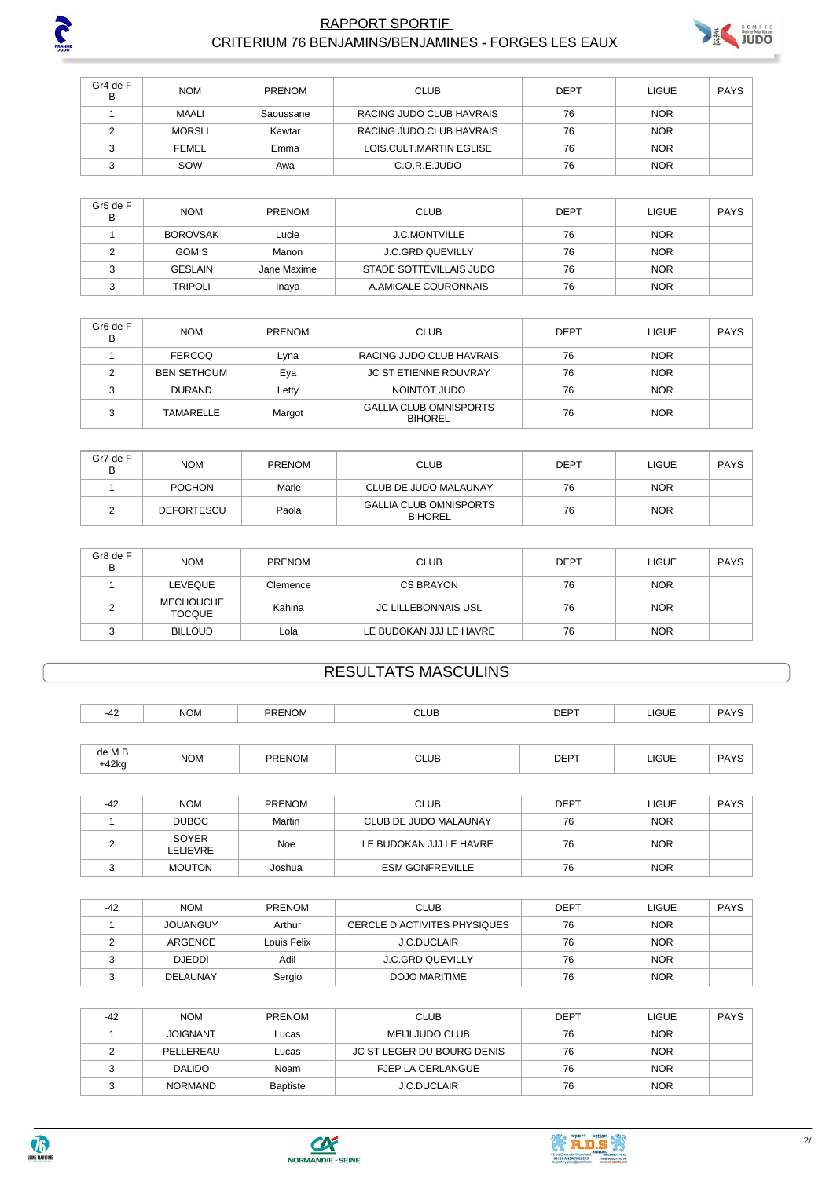| Gr4 de F B | NOM | PRENOM | CLUB | DEPT | LIGUE | PAYS |
|---|---|---|---|---|---|---|
| 1 | MAALI | Saoussane | RACING JUDO CLUB HAVRAIS | 76 | NOR | |
| 2 | MORSLI | Kawtar | RACING JUDO CLUB HAVRAIS | 76 | NOR | |
| 3 | FEMEL | Emma | LOIS.CULT.MARTIN EGLISE | 76 | NOR | |
| 3 | SOW | Awa | C.O.R.E.JUDO | 76 | NOR | |

| Gr5 de F B | NOM | PRENOM | CLUB | DEPT | LIGUE | PAYS |
|---|---|---|---|---|---|---|
| 1 | BOROVSAK | Lucie | J.C.MONTVILLE | 76 | NOR | |
| 2 | GOMIS | Manon | J.C.GRD QUEVILLY | 76 | NOR | |
| 3 | GESLAIN | Jane Maxime | STADE SOTTEVILLAIS JUDO | 76 | NOR | |
| 3 | TRIPOLI | Inaya | A.AMICALE COURONNAIS | 76 | NOR | |

| Gr6 de F B | NOM | PRENOM | CLUB | DEPT | LIGUE | PAYS |
|---|---|---|---|---|---|---|
| 1 | FERCOQ | Lyna | RACING JUDO CLUB HAVRAIS | 76 | NOR | |
| 2 | BEN SETHOUM | Eya | JC ST ETIENNE ROUVRAY | 76 | NOR | |
| 3 | DURAND | Letty | NOINTOT JUDO | 76 | NOR | |
| 3 | TAMARELLE | Margot | GALLIA CLUB OMNISPORTS BIHOREL | 76 | NOR | |

| Gr7 de F B | NOM | PRENOM | CLUB | DEPT | LIGUE | PAYS |
|---|---|---|---|---|---|---|
| 1 | POCHON | Marie | CLUB DE JUDO MALAUNAY | 76 | NOR | |
| 2 | DEFORTESCU | Paola | GALLIA CLUB OMNISPORTS BIHOREL | 76 | NOR | |

| Gr8 de F B | NOM | PRENOM | CLUB | DEPT | LIGUE | PAYS |
|---|---|---|---|---|---|---|
| 1 | LEVEQUE | Clemence | CS BRAYON | 76 | NOR | |
| 2 | MECHOUCHE TOCQUE | Kahina | JC LILLEBONNAIS USL | 76 | NOR | |
| 3 | BILLOUD | Lola | LE BUDOKAN JJJ LE HAVRE | 76 | NOR | |

## RESULTATS MASCULINS

| -42 | NOM | PRENOM | CLUB | DEPT | LIGUE | PAYS |
|---|---|---|---|---|---|---|

| de M B +42kg | NOM | PRENOM | CLUB | DEPT | LIGUE | PAYS |
|---|---|---|---|---|---|---|

| -42 | NOM | PRENOM | CLUB | DEPT | LIGUE | PAYS |
|---|---|---|---|---|---|---|
| 1 | DUBOC | Martin | CLUB DE JUDO MALAUNAY | 76 | NOR | |
| 2 | SOYER LELIEVRE | Noe | LE BUDOKAN JJJ LE HAVRE | 76 | NOR | |
| 3 | MOUTON | Joshua | ESM GONFREVILLE | 76 | NOR | |

| -42 | NOM | PRENOM | CLUB | DEPT | LIGUE | PAYS |
|---|---|---|---|---|---|---|
| 1 | JOUANGUY | Arthur | CERCLE D ACTIVITES PHYSIQUES | 76 | NOR | |
| 2 | ARGENCE | Louis Felix | J.C.DUCLAIR | 76 | NOR | |
| 3 | DJEDDI | Adil | J.C.GRD QUEVILLY | 76 | NOR | |
| 3 | DELAUNAY | Sergio | DOJO MARITIME | 76 | NOR | |

| -42 | NOM | PRENOM | CLUB | DEPT | LIGUE | PAYS |
|---|---|---|---|---|---|---|
| 1 | JOIGNANT | Lucas | MEIJI JUDO CLUB | 76 | NOR | |
| 2 | PELLEREAU | Lucas | JC ST LEGER DU BOURG DENIS | 76 | NOR | |
| 3 | DALIDO | Noam | FJEP LA CERLANGUE | 76 | NOR | |
| 3 | NORMAND | Baptiste | J.C.DUCLAIR | 76 | NOR | |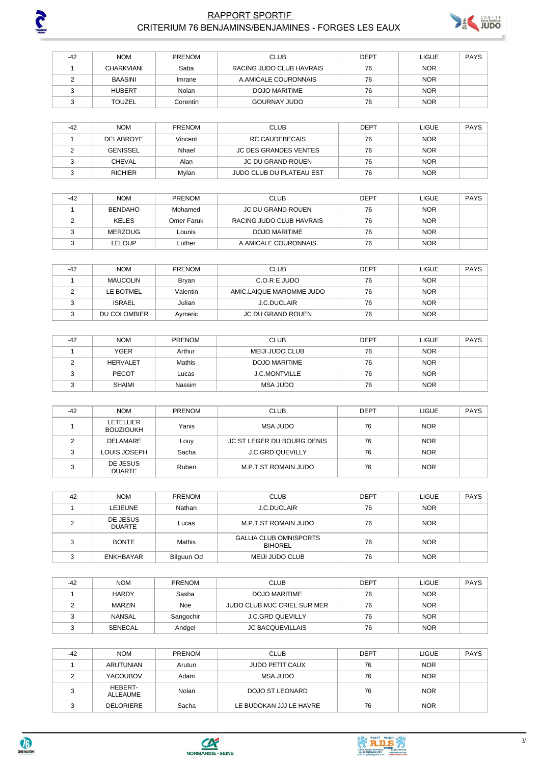# RAPPORT SPORTIF
## CRITERIUM 76 BENJAMINS/BENJAMINES - FORGES LES EAUX

| -42 | NOM | PRENOM | CLUB | DEPT | LIGUE | PAYS |
|---|---|---|---|---|---|---|
| 1 | CHARKVIANI | Saba | RACING JUDO CLUB HAVRAIS | 76 | NOR | |
| 2 | BAASINI | Imrane | A.AMICALE COURONNAIS | 76 | NOR | |
| 3 | HUBERT | Nolan | DOJO MARITIME | 76 | NOR | |
| 3 | TOUZEL | Corentin | GOURNAY JUDO | 76 | NOR | |

| -42 | NOM | PRENOM | CLUB | DEPT | LIGUE | PAYS |
|---|---|---|---|---|---|---|
| 1 | DELABROYE | Vincent | RC CAUDEBECAIS | 76 | NOR | |
| 2 | GENISSEL | Nhael | JC DES GRANDES VENTES | 76 | NOR | |
| 3 | CHEVAL | Alan | JC DU GRAND ROUEN | 76 | NOR | |
| 3 | RICHIER | Mylan | JUDO CLUB DU PLATEAU EST | 76 | NOR | |

| -42 | NOM | PRENOM | CLUB | DEPT | LIGUE | PAYS |
|---|---|---|---|---|---|---|
| 1 | BENDAHO | Mohamed | JC DU GRAND ROUEN | 76 | NOR | |
| 2 | KELES | Omer Faruk | RACING JUDO CLUB HAVRAIS | 76 | NOR | |
| 3 | MERZOUG | Lounis | DOJO MARITIME | 76 | NOR | |
| 3 | LELOUP | Luther | A.AMICALE COURONNAIS | 76 | NOR | |

| -42 | NOM | PRENOM | CLUB | DEPT | LIGUE | PAYS |
|---|---|---|---|---|---|---|
| 1 | MAUCOLIN | Bryan | C.O.R.E.JUDO | 76 | NOR | |
| 2 | LE BOTMEL | Valentin | AMIC.LAIQUE MAROMME JUDO | 76 | NOR | |
| 3 | ISRAEL | Julian | J.C.DUCLAIR | 76 | NOR | |
| 3 | DU COLOMBIER | Aymeric | JC DU GRAND ROUEN | 76 | NOR | |

| -42 | NOM | PRENOM | CLUB | DEPT | LIGUE | PAYS |
|---|---|---|---|---|---|---|
| 1 | YGER | Arthur | MEIJI JUDO CLUB | 76 | NOR | |
| 2 | HERVALET | Mathis | DOJO MARITIME | 76 | NOR | |
| 3 | PECOT | Lucas | J.C.MONTVILLE | 76 | NOR | |
| 3 | SHAIMI | Nassim | MSA JUDO | 76 | NOR | |

| -42 | NOM | PRENOM | CLUB | DEPT | LIGUE | PAYS |
|---|---|---|---|---|---|---|
| 1 | LETELLIER BOUZIOUKH | Yanis | MSA JUDO | 76 | NOR | |
| 2 | DELAMARE | Louy | JC ST LEGER DU BOURG DENIS | 76 | NOR | |
| 3 | LOUIS JOSEPH | Sacha | J.C.GRD QUEVILLY | 76 | NOR | |
| 3 | DE JESUS DUARTE | Ruben | M.P.T.ST ROMAIN JUDO | 76 | NOR | |

| -42 | NOM | PRENOM | CLUB | DEPT | LIGUE | PAYS |
|---|---|---|---|---|---|---|
| 1 | LEJEUNE | Nathan | J.C.DUCLAIR | 76 | NOR | |
| 2 | DE JESUS DUARTE | Lucas | M.P.T.ST ROMAIN JUDO | 76 | NOR | |
| 3 | BONTE | Mathis | GALLIA CLUB OMNISPORTS BIHOREL | 76 | NOR | |
| 3 | ENKHBAYAR | Bilguun Od | MEIJI JUDO CLUB | 76 | NOR | |

| -42 | NOM | PRENOM | CLUB | DEPT | LIGUE | PAYS |
|---|---|---|---|---|---|---|
| 1 | HARDY | Sasha | DOJO MARITIME | 76 | NOR | |
| 2 | MARZIN | Noe | JUDO CLUB MJC CRIEL SUR MER | 76 | NOR | |
| 3 | NANSAL | Sangochir | J.C.GRD QUEVILLY | 76 | NOR | |
| 3 | SENECAL | Andgel | JC BACQUEVILLAIS | 76 | NOR | |

| -42 | NOM | PRENOM | CLUB | DEPT | LIGUE | PAYS |
|---|---|---|---|---|---|---|
| 1 | ARUTUNIAN | Arutun | JUDO PETIT CAUX | 76 | NOR | |
| 2 | YACOUBOV | Adam | MSA JUDO | 76 | NOR | |
| 3 | HEBERT-ALLEAUME | Nolan | DOJO ST LEONARD | 76 | NOR | |
| 3 | DELORIERE | Sacha | LE BUDOKAN JJJ LE HAVRE | 76 | NOR | |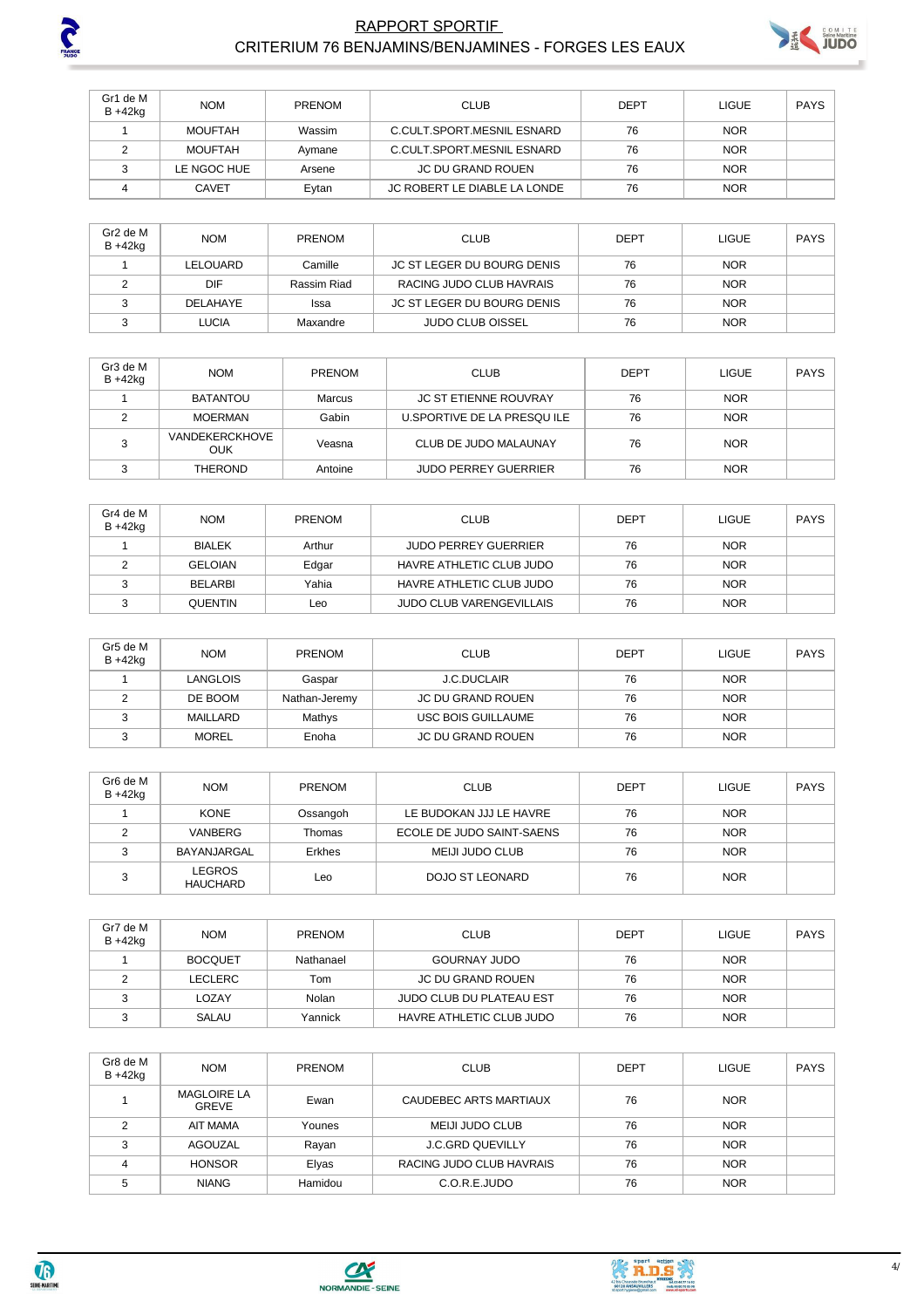# RAPPORT SPORTIF

## CRITERIUM 76 BENJAMINS/BENJAMINES - FORGES LES EAUX

| Gr1 de M B +42kg | NOM | PRENOM | CLUB | DEPT | LIGUE | PAYS |
|---|---|---|---|---|---|---|
| 1 | MOUFTAH | Wassim | C.CULT.SPORT.MESNIL ESNARD | 76 | NOR | |
| 2 | MOUFTAH | Aymane | C.CULT.SPORT.MESNIL ESNARD | 76 | NOR | |
| 3 | LE NGOC HUE | Arsene | JC DU GRAND ROUEN | 76 | NOR | |
| 4 | CAVET | Eytan | JC ROBERT LE DIABLE LA LONDE | 76 | NOR | |

| Gr2 de M B +42kg | NOM | PRENOM | CLUB | DEPT | LIGUE | PAYS |
|---|---|---|---|---|---|---|
| 1 | LELOUARD | Camille | JC ST LEGER DU BOURG DENIS | 76 | NOR | |
| 2 | DIF | Rassim Riad | RACING JUDO CLUB HAVRAIS | 76 | NOR | |
| 3 | DELAHAYE | Issa | JC ST LEGER DU BOURG DENIS | 76 | NOR | |
| 3 | LUCIA | Maxandre | JUDO CLUB OISSEL | 76 | NOR | |

| Gr3 de M B +42kg | NOM | PRENOM | CLUB | DEPT | LIGUE | PAYS |
|---|---|---|---|---|---|---|
| 1 | BATANTOU | Marcus | JC ST ETIENNE ROUVRAY | 76 | NOR | |
| 2 | MOERMAN | Gabin | U.SPORTIVE DE LA PRESQU ILE | 76 | NOR | |
| 3 | VANDEKERCKHOVE OUK | Veasna | CLUB DE JUDO MALAUNAY | 76 | NOR | |
| 3 | THEROND | Antoine | JUDO PERREY GUERRIER | 76 | NOR | |

| Gr4 de M B +42kg | NOM | PRENOM | CLUB | DEPT | LIGUE | PAYS |
|---|---|---|---|---|---|---|
| 1 | BIALEK | Arthur | JUDO PERREY GUERRIER | 76 | NOR | |
| 2 | GELOIAN | Edgar | HAVRE ATHLETIC CLUB JUDO | 76 | NOR | |
| 3 | BELARBI | Yahia | HAVRE ATHLETIC CLUB JUDO | 76 | NOR | |
| 3 | QUENTIN | Leo | JUDO CLUB VARENGEVILLAIS | 76 | NOR | |

| Gr5 de M B +42kg | NOM | PRENOM | CLUB | DEPT | LIGUE | PAYS |
|---|---|---|---|---|---|---|
| 1 | LANGLOIS | Gaspar | J.C.DUCLAIR | 76 | NOR | |
| 2 | DE BOOM | Nathan-Jeremy | JC DU GRAND ROUEN | 76 | NOR | |
| 3 | MAILLARD | Mathys | USC BOIS GUILLAUME | 76 | NOR | |
| 3 | MOREL | Enoha | JC DU GRAND ROUEN | 76 | NOR | |

| Gr6 de M B +42kg | NOM | PRENOM | CLUB | DEPT | LIGUE | PAYS |
|---|---|---|---|---|---|---|
| 1 | KONE | Ossangoh | LE BUDOKAN JJJ LE HAVRE | 76 | NOR | |
| 2 | VANBERG | Thomas | ECOLE DE JUDO SAINT-SAENS | 76 | NOR | |
| 3 | BAYANJARGAL | Erkhes | MEIJI JUDO CLUB | 76 | NOR | |
| 3 | LEGROS HAUCHARD | Leo | DOJO ST LEONARD | 76 | NOR | |

| Gr7 de M B +42kg | NOM | PRENOM | CLUB | DEPT | LIGUE | PAYS |
|---|---|---|---|---|---|---|
| 1 | BOCQUET | Nathanael | GOURNAY JUDO | 76 | NOR | |
| 2 | LECLERC | Tom | JC DU GRAND ROUEN | 76 | NOR | |
| 3 | LOZAY | Nolan | JUDO CLUB DU PLATEAU EST | 76 | NOR | |
| 3 | SALAU | Yannick | HAVRE ATHLETIC CLUB JUDO | 76 | NOR | |

| Gr8 de M B +42kg | NOM | PRENOM | CLUB | DEPT | LIGUE | PAYS |
|---|---|---|---|---|---|---|
| 1 | MAGLOIRE LA GREVE | Ewan | CAUDEBEC ARTS MARTIAUX | 76 | NOR | |
| 2 | AIT MAMA | Younes | MEIJI JUDO CLUB | 76 | NOR | |
| 3 | AGOUZAL | Rayan | J.C.GRD QUEVILLY | 76 | NOR | |
| 4 | HONSOR | Elyas | RACING JUDO CLUB HAVRAIS | 76 | NOR | |
| 5 | NIANG | Hamidou | C.O.R.E.JUDO | 76 | NOR | |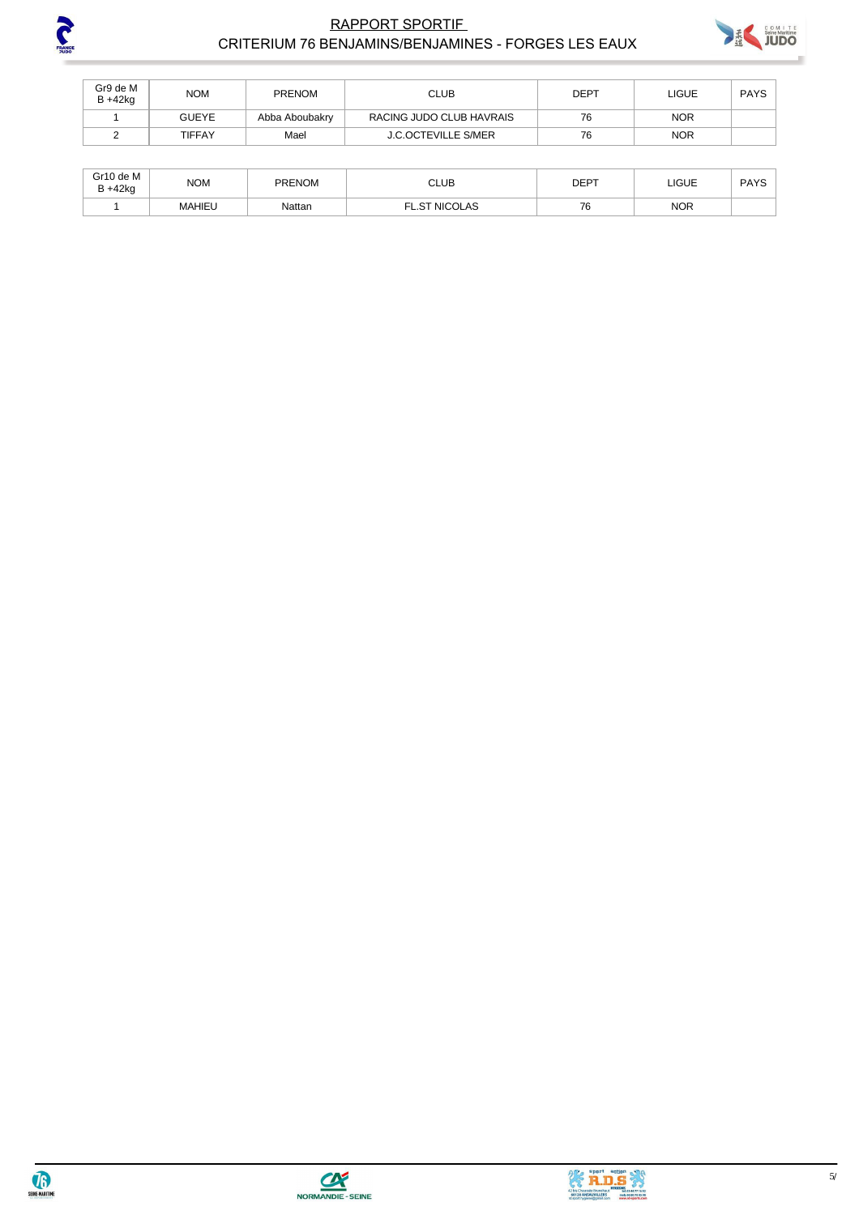| Gr9 de M B +42kg | NOM | PRENOM | CLUB | DEPT | LIGUE | PAYS |
|---|---|---|---|---|---|---|
| 1 | GUEYE | Abba Aboubakry | RACING JUDO CLUB HAVRAIS | 76 | NOR | |
| 2 | TIFFAY | Mael | J.C.OCTEVILLE S/MER | 76 | NOR | |

| Gr10 de M B +42kg | NOM | PRENOM | CLUB | DEPT | LIGUE | PAYS |
|---|---|---|---|---|---|---|
| 1 | MAHIEU | Nattan | FL.ST NICOLAS | 76 | NOR | |